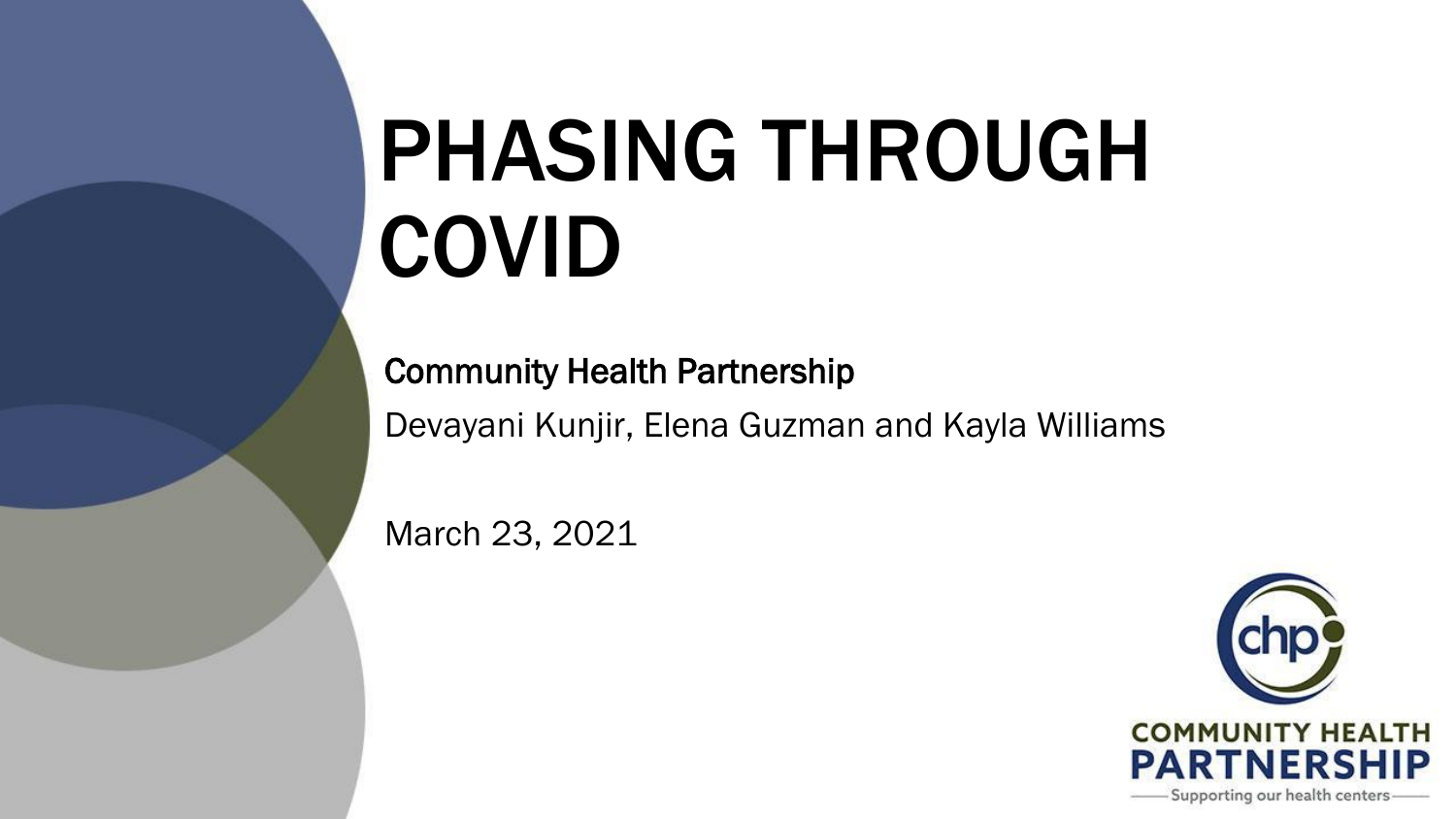# PHASING THROUGH COVID

Community Health Partnership

Devayani Kunjir, Elena Guzman and Kayla Williams

March 23, 2021

COMMUNITY HEALTH PARTNERSHIP

Supporting our health centers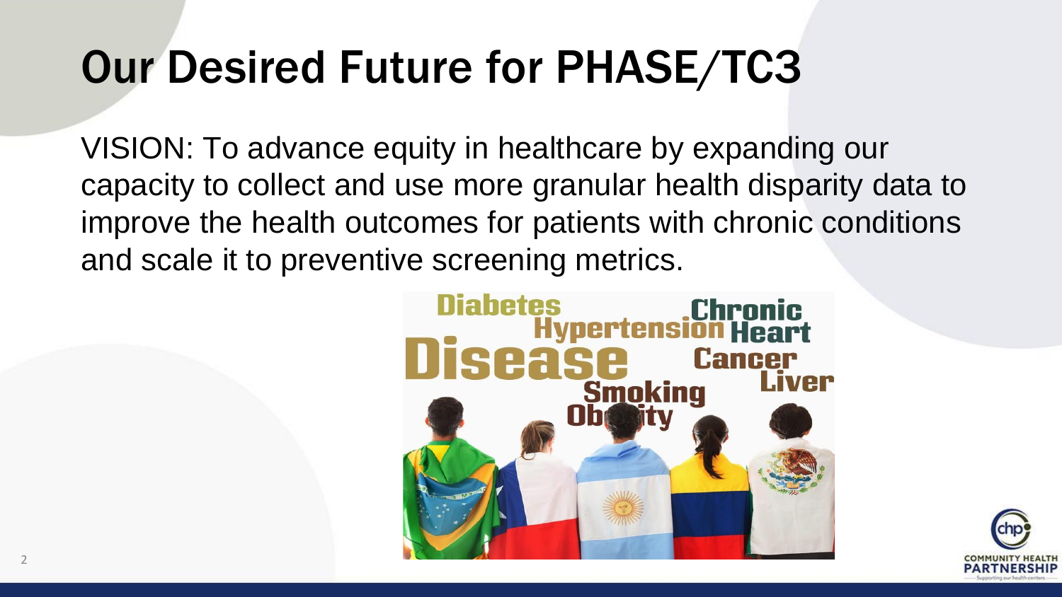# Our Desired Future for PHASE/TC3

VISION: To advance equity in healthcare by expanding our capacity to collect and use more granular health disparity data to improve the health outcomes for patients with chronic conditions and scale it to preventive screening metrics.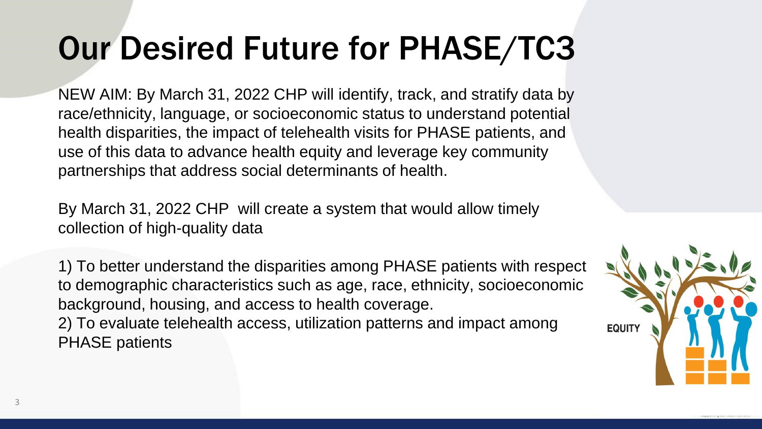# Our Desired Future for PHASE/TC3

NEW AIM: By March 31, 2022 CHP will identify, track, and stratify data by race/ethnicity, language, or socioeconomic status to understand potential health disparities, the impact of telehealth visits for PHASE patients, and use of this data to advance health equity and leverage key community partnerships that address social determinants of health.

By March 31, 2022 CHP will create a system that would allow timely collection of high-quality data

1) To better understand the disparities among PHASE patients with respect to demographic characteristics such as age, race, ethnicity, socioeconomic background, housing, and access to health coverage.
2) To evaluate telehealth access, utilization patterns and impact among PHASE patients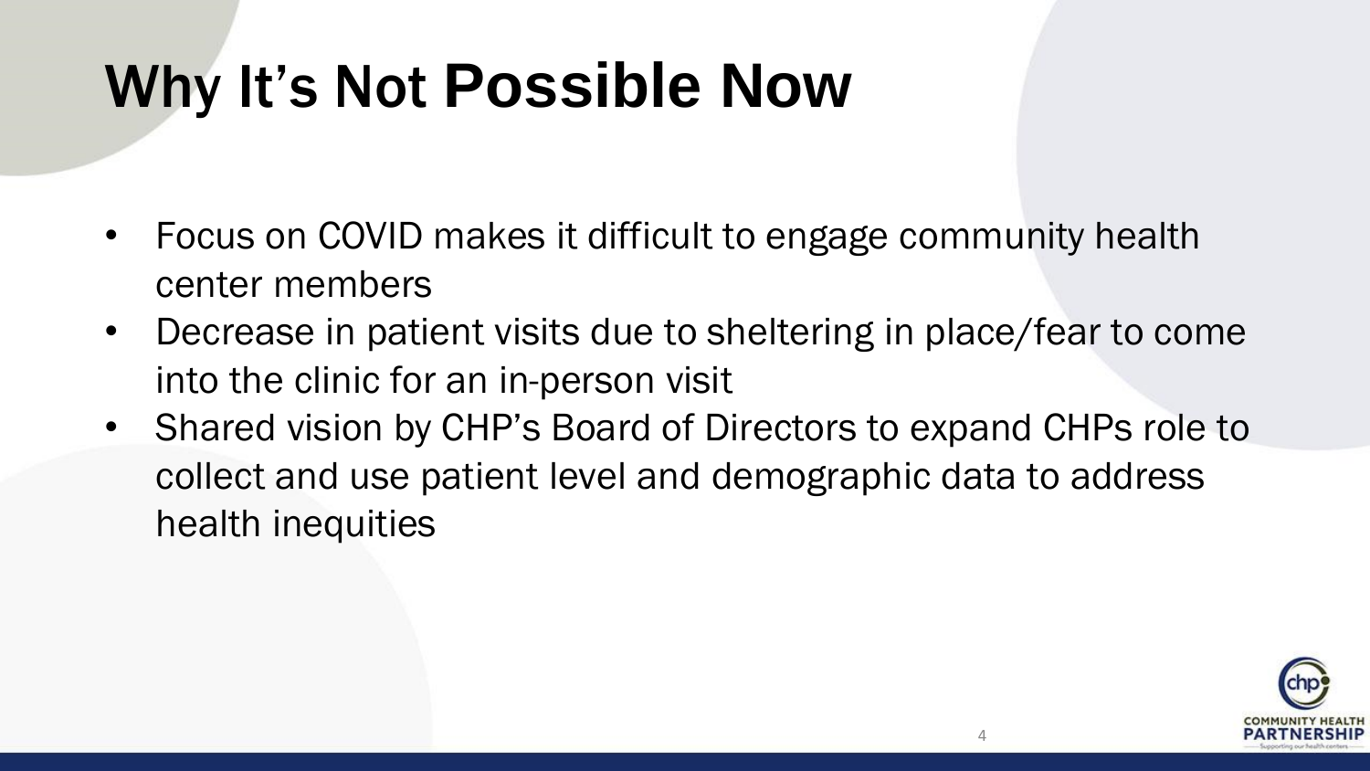# Why It's Not Possible Now

- Focus on COVID makes it difficult to engage community health center members
- Decrease in patient visits due to sheltering in place/fear to come into the clinic for an in-person visit
- Shared vision by CHP's Board of Directors to expand CHPs role to collect and use patient level and demographic data to address health inequities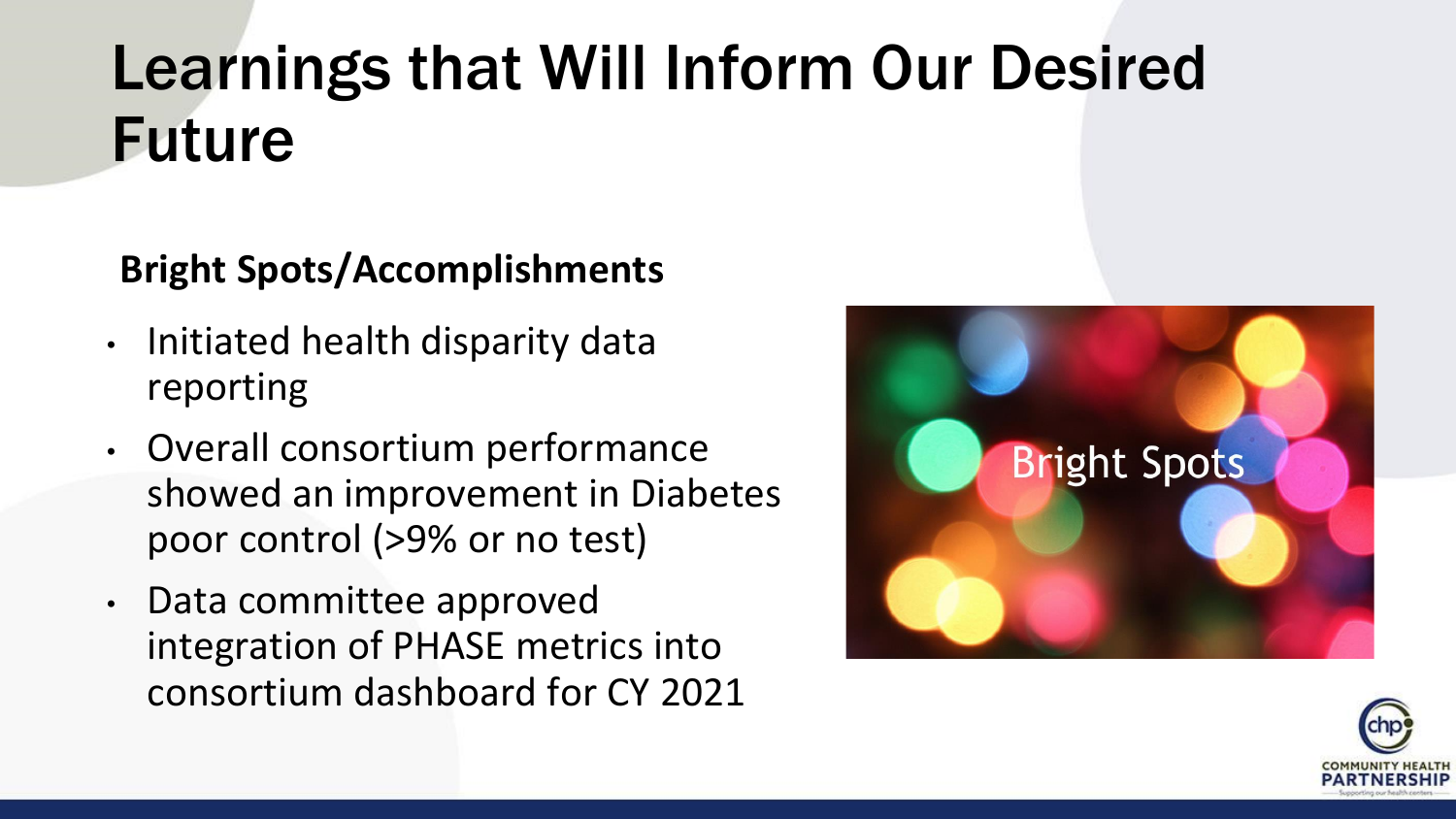# Learnings that Will Inform Our Desired Future

**Bright Spots/Accomplishments**

- Initiated health disparity data reporting
- Overall consortium performance showed an improvement in Diabetes poor control (>9% or no test)
- Data committee approved integration of PHASE metrics into consortium dashboard for CY 2021

Bright Spots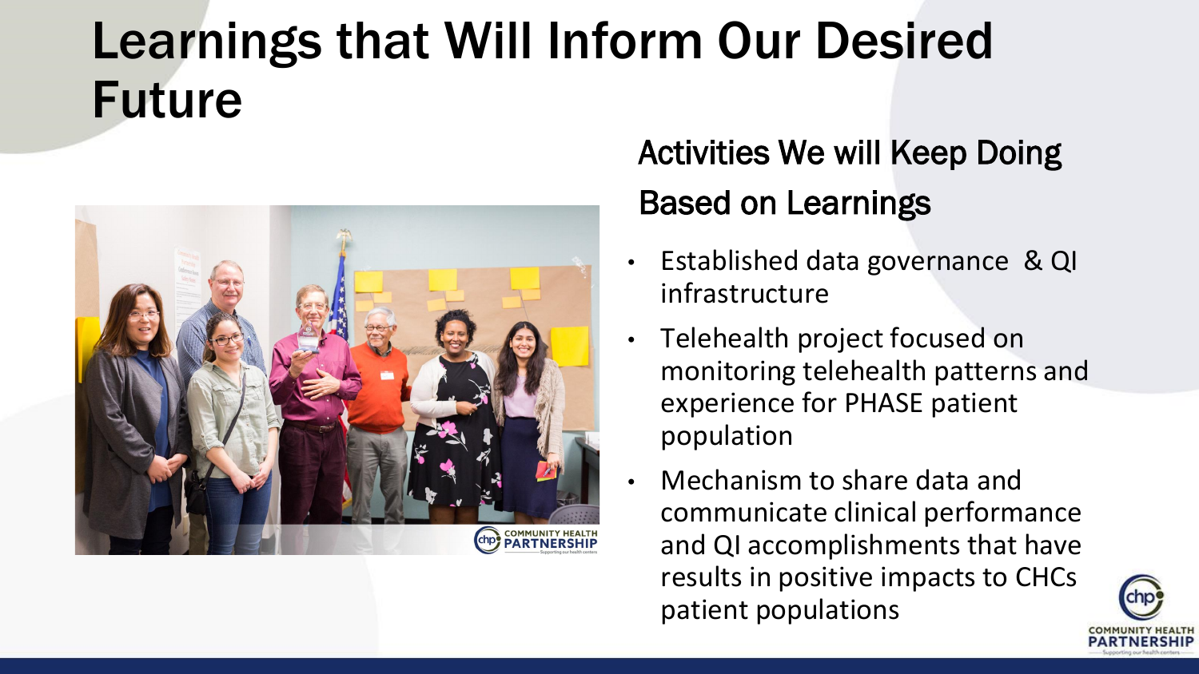# Learnings that Will Inform Our Desired Future

## Activities We will Keep Doing Based on Learnings

- Established data governance & QI infrastructure
- Telehealth project focused on monitoring telehealth patterns and experience for PHASE patient population
- Mechanism to share data and communicate clinical performance and QI accomplishments that have results in positive impacts to CHCs patient populations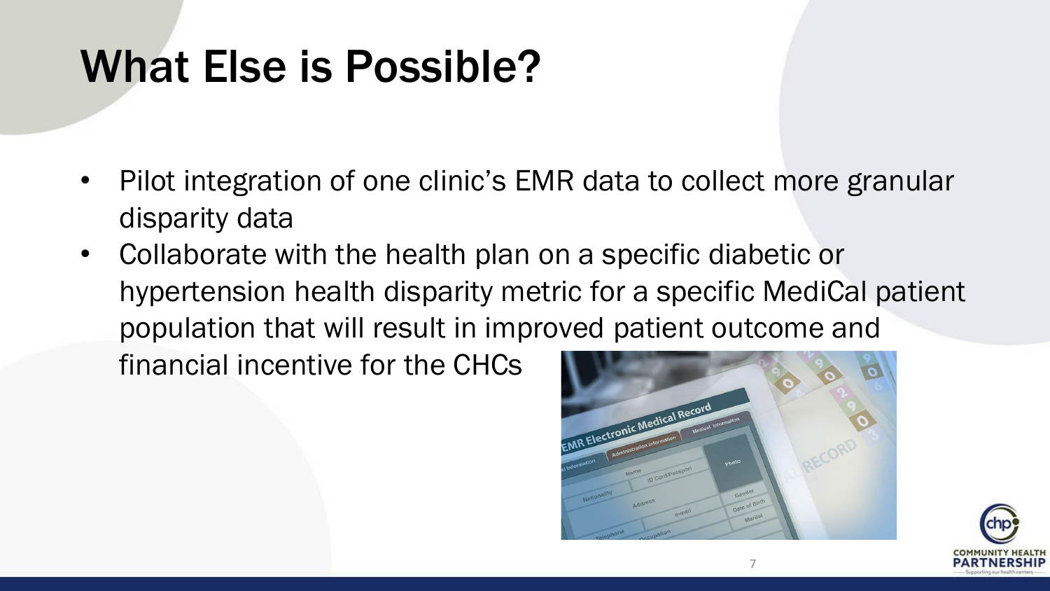# What Else is Possible?

- Pilot integration of one clinic's EMR data to collect more granular disparity data
- Collaborate with the health plan on a specific diabetic or hypertension health disparity metric for a specific MediCal patient population that will result in improved patient outcome and financial incentive for the CHCs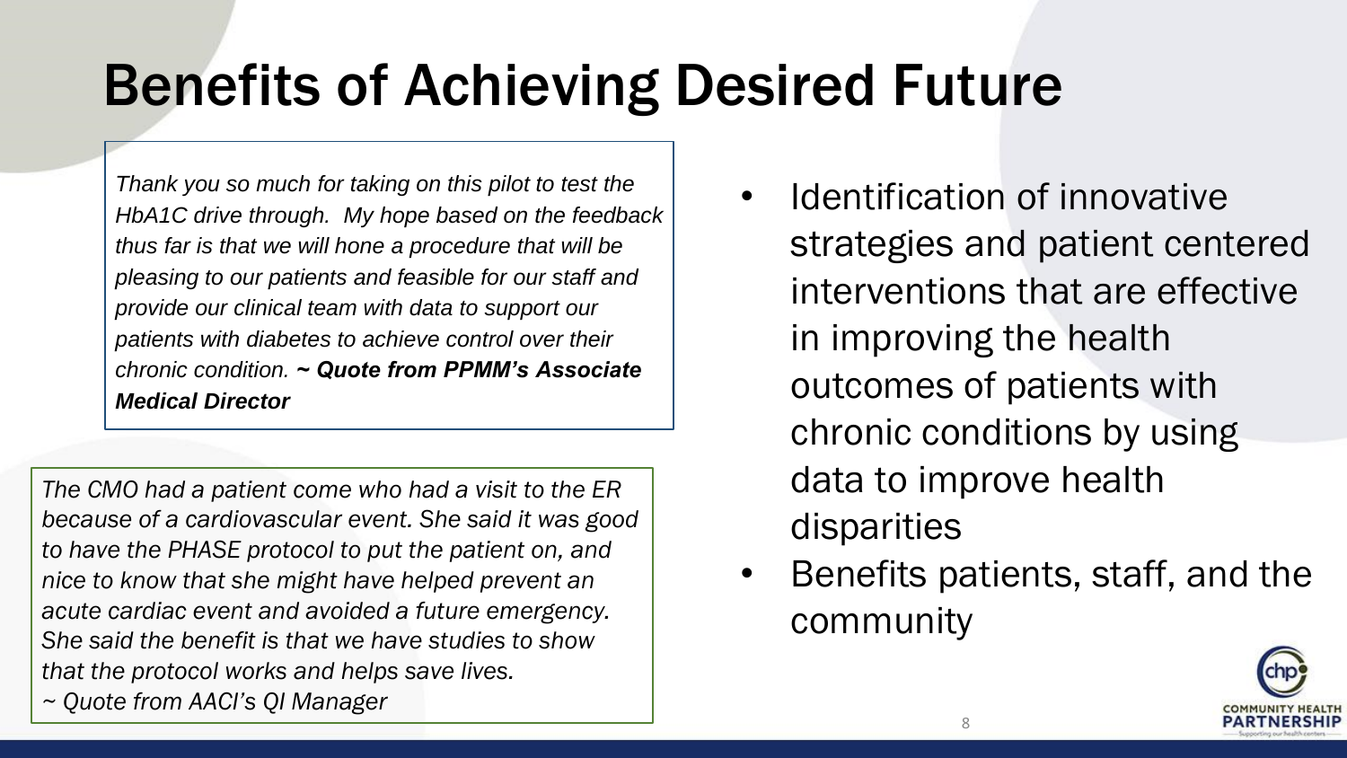# Benefits of Achieving Desired Future

*Thank you so much for taking on this pilot to test the HbA1C drive through. My hope based on the feedback thus far is that we will hone a procedure that will be pleasing to our patients and feasible for our staff and provide our clinical team with data to support our patients with diabetes to achieve control over their chronic condition.* ***~ Quote from PPMM's Associate Medical Director***

*The CMO had a patient come who had a visit to the ER because of a cardiovascular event. She said it was good to have the PHASE protocol to put the patient on, and nice to know that she might have helped prevent an acute cardiac event and avoided a future emergency. She said the benefit is that we have studies to show that the protocol works and helps save lives.*
*~ Quote from AACI's QI Manager*

- Identification of innovative strategies and patient centered interventions that are effective in improving the health outcomes of patients with chronic conditions by using data to improve health disparities
- Benefits patients, staff, and the community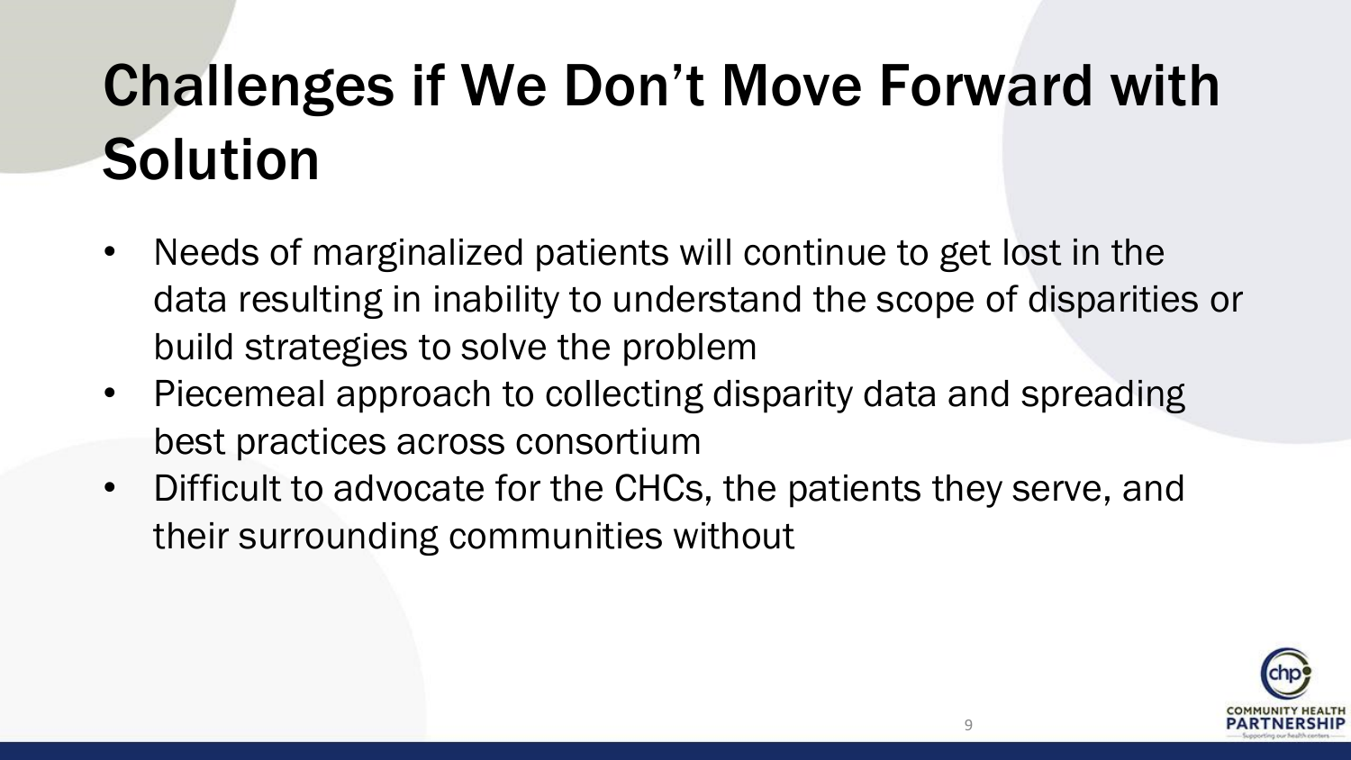# Challenges if We Don't Move Forward with Solution

- Needs of marginalized patients will continue to get lost in the data resulting in inability to understand the scope of disparities or build strategies to solve the problem
- Piecemeal approach to collecting disparity data and spreading best practices across consortium
- Difficult to advocate for the CHCs, the patients they serve, and their surrounding communities without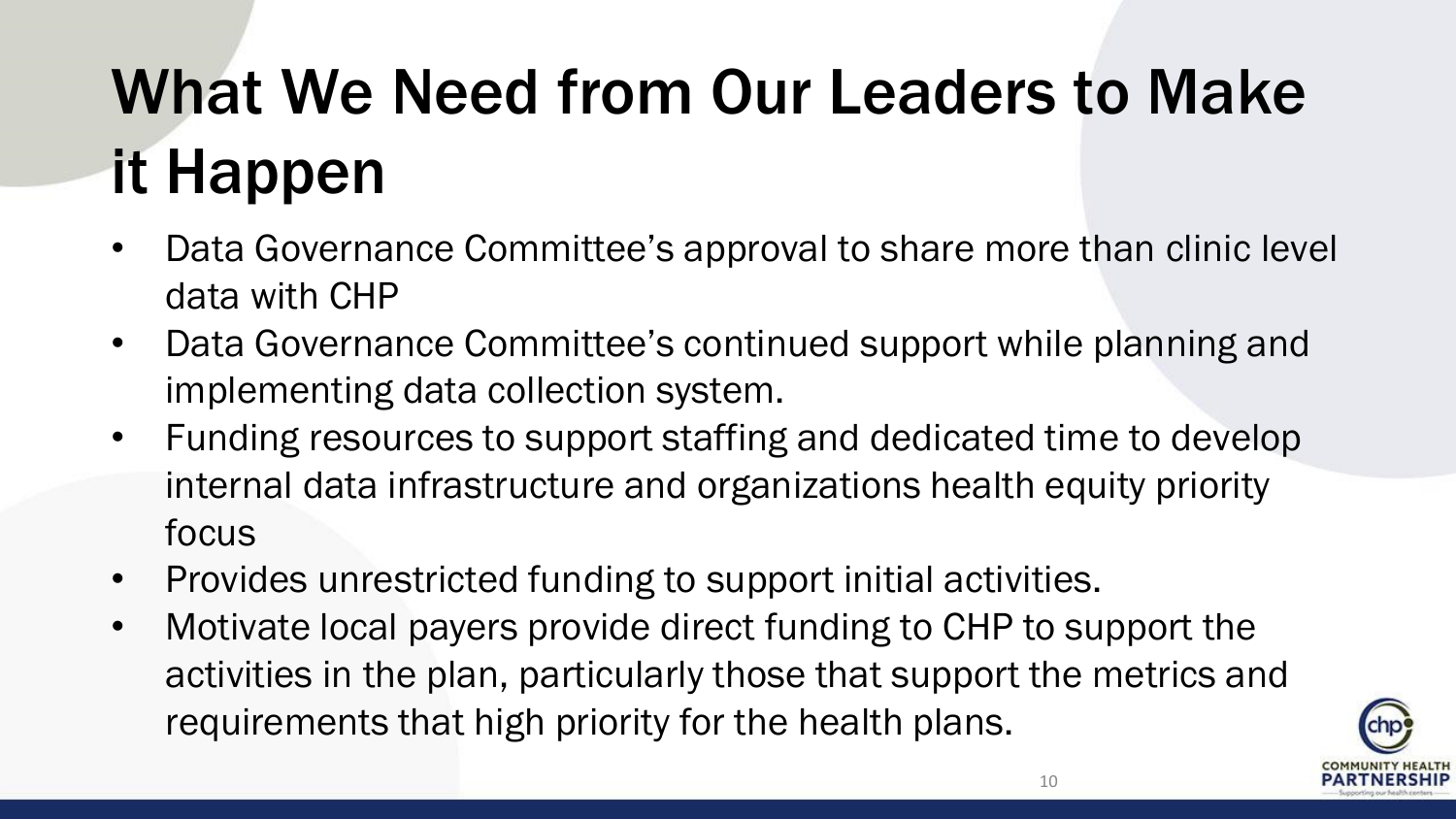# What We Need from Our Leaders to Make it Happen

- Data Governance Committee's approval to share more than clinic level data with CHP
- Data Governance Committee's continued support while planning and implementing data collection system.
- Funding resources to support staffing and dedicated time to develop internal data infrastructure and organizations health equity priority focus
- Provides unrestricted funding to support initial activities.
- Motivate local payers provide direct funding to CHP to support the activities in the plan, particularly those that support the metrics and requirements that high priority for the health plans.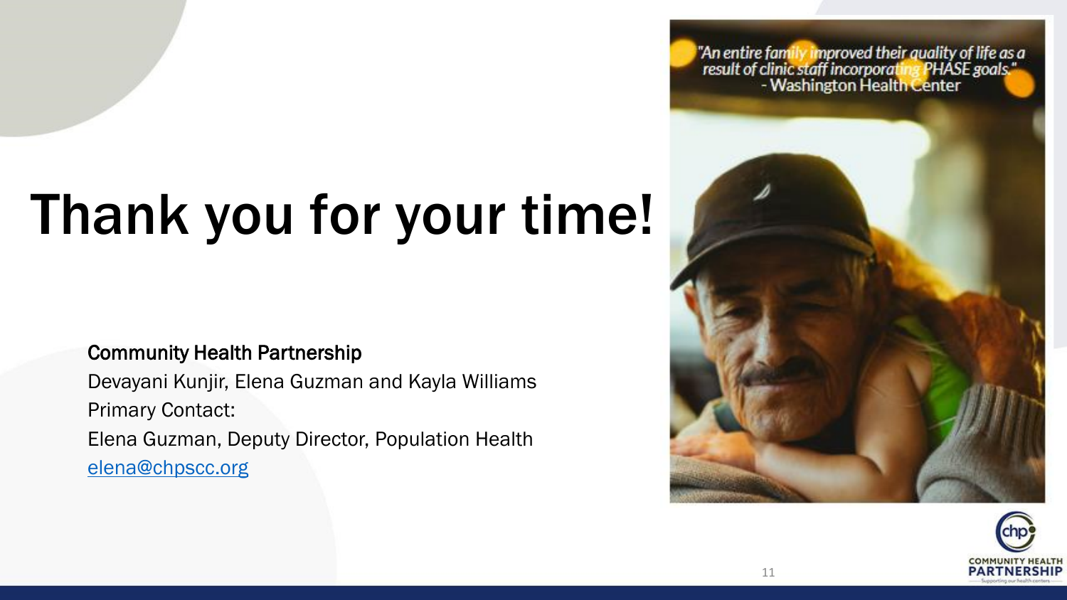# Thank you for your time!

**Community Health Partnership**

Devayani Kunjir, Elena Guzman and Kayla Williams

Primary Contact:

Elena Guzman, Deputy Director, Population Health

[elena@chpscc.org](mailto:elena@chpscc.org)

"An entire family improved their quality of life as a result of clinic staff incorporating PHASE goals."
- Washington Health Center